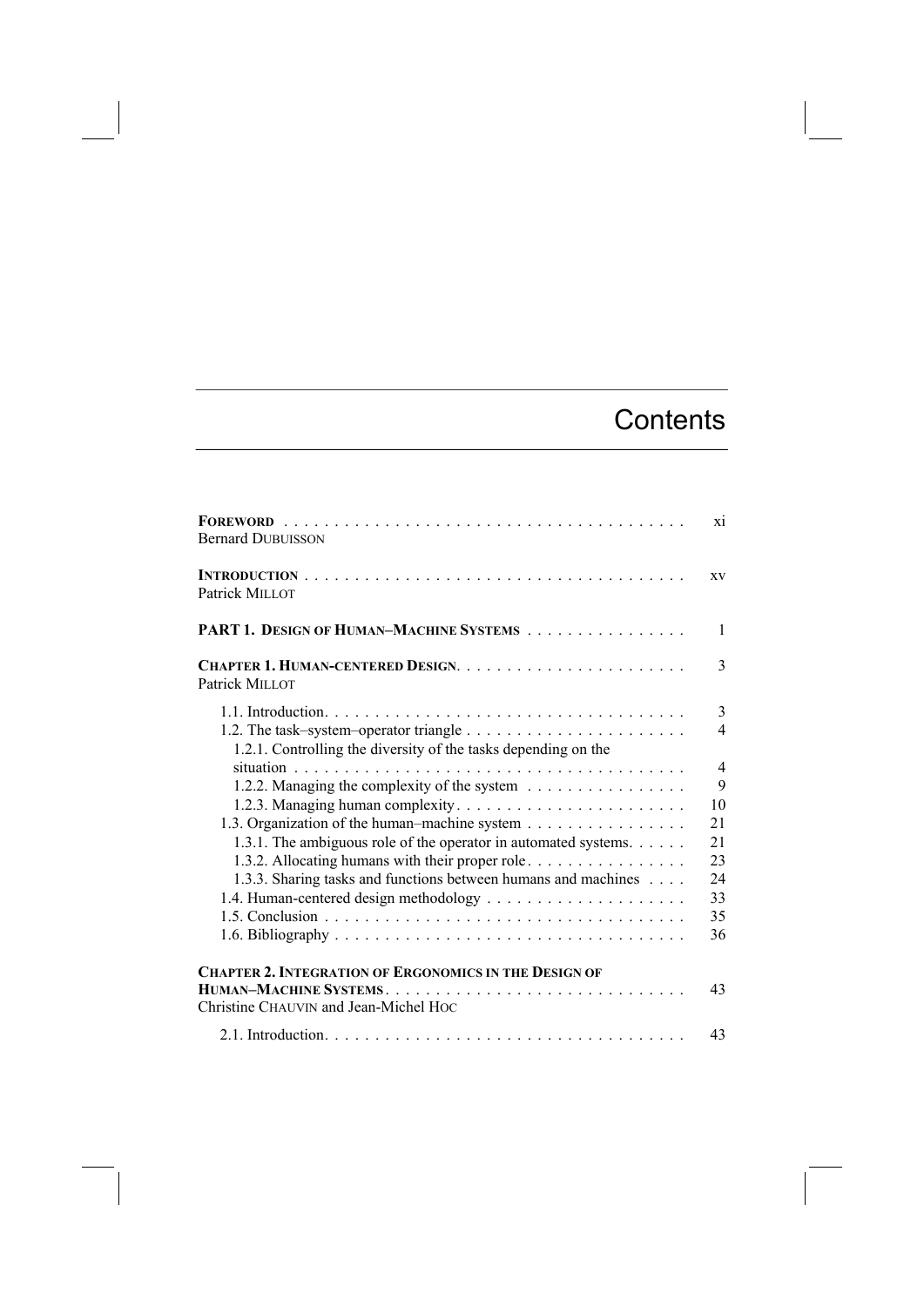# Contents

| | |
|---|---|
| **FOREWORD** <br> Bernard DUBUISSON | xi |
| **INTRODUCTION** <br> Patrick MILLOT | xv |
| **PART 1. DESIGN OF HUMAN–MACHINE SYSTEMS** | 1 |
| **CHAPTER 1. HUMAN-CENTERED DESIGN** <br> Patrick MILLOT | 3 |
| 1.1. Introduction | 3 |
| 1.2. The task–system–operator triangle | 4 |
| 1.2.1. Controlling the diversity of the tasks depending on the situation | 4 |
| 1.2.2. Managing the complexity of the system | 9 |
| 1.2.3. Managing human complexity | 10 |
| 1.3. Organization of the human–machine system | 21 |
| 1.3.1. The ambiguous role of the operator in automated systems | 21 |
| 1.3.2. Allocating humans with their proper role | 23 |
| 1.3.3. Sharing tasks and functions between humans and machines | 24 |
| 1.4. Human-centered design methodology | 33 |
| 1.5. Conclusion | 35 |
| 1.6. Bibliography | 36 |
| **CHAPTER 2. INTEGRATION OF ERGONOMICS IN THE DESIGN OF HUMAN–MACHINE SYSTEMS** <br> Christine CHAUVIN and Jean-Michel HOC | 43 |
| 2.1. Introduction | 43 |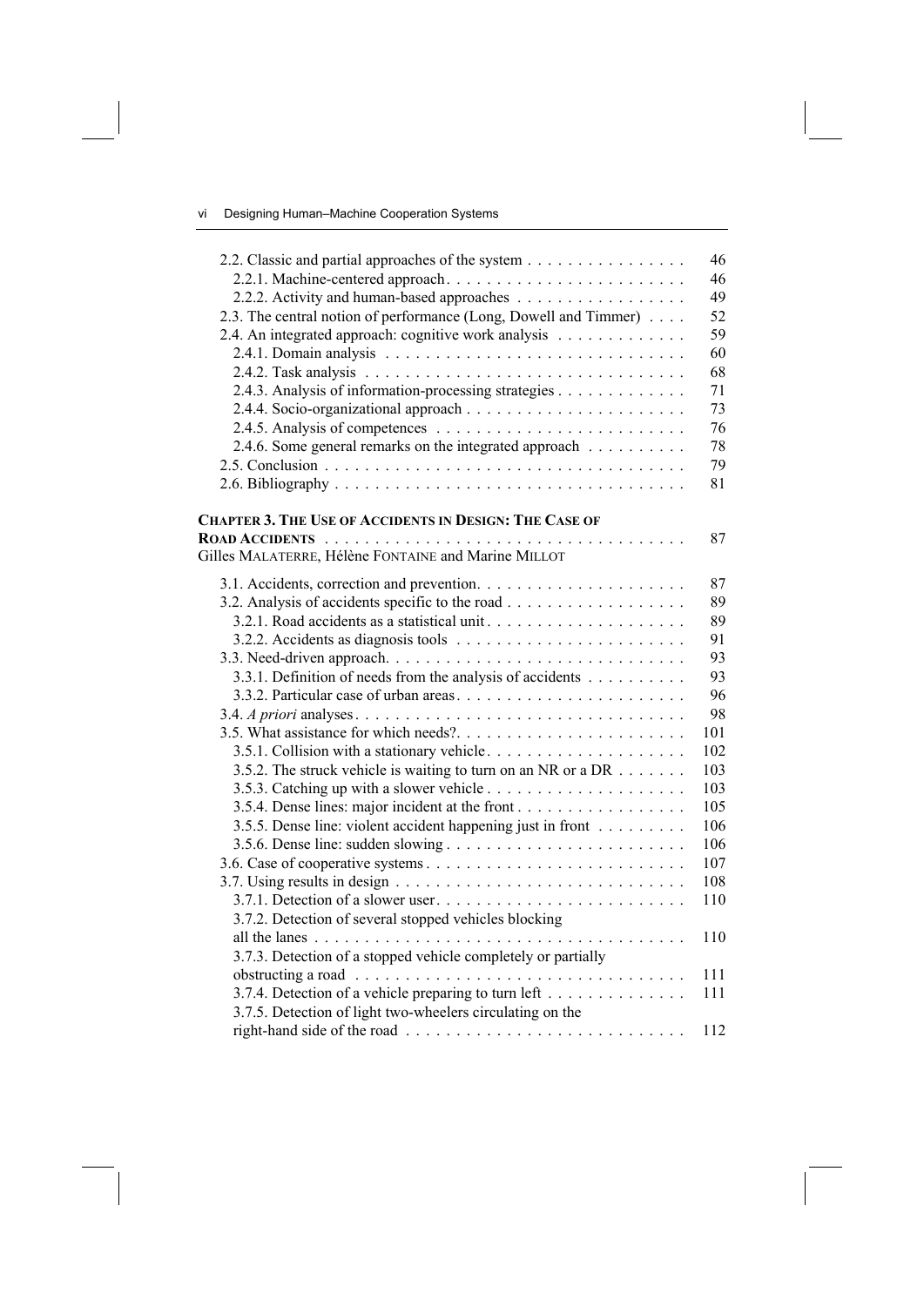2.2. Classic and partial approaches of the system . . . . . . . . . . . . . . . . 46
2.2.1. Machine-centered approach . . . . . . . . . . . . . . . . . . . . . . . . 46
2.2.2. Activity and human-based approaches . . . . . . . . . . . . . . . . . 49
2.3. The central notion of performance (Long, Dowell and Timmer) . . . . 52
2.4. An integrated approach: cognitive work analysis . . . . . . . . . . . . . 59
2.4.1. Domain analysis . . . . . . . . . . . . . . . . . . . . . . . . . . . . . . 60
2.4.2. Task analysis . . . . . . . . . . . . . . . . . . . . . . . . . . . . . . . . 68
2.4.3. Analysis of information-processing strategies . . . . . . . . . . . . . 71
2.4.4. Socio-organizational approach . . . . . . . . . . . . . . . . . . . . . . 73
2.4.5. Analysis of competences . . . . . . . . . . . . . . . . . . . . . . . . . 76
2.4.6. Some general remarks on the integrated approach . . . . . . . . . . 78
2.5. Conclusion . . . . . . . . . . . . . . . . . . . . . . . . . . . . . . . . . . . 79
2.6. Bibliography . . . . . . . . . . . . . . . . . . . . . . . . . . . . . . . . . . 81

**CHAPTER 3. THE USE OF ACCIDENTS IN DESIGN: THE CASE OF ROAD ACCIDENTS** . . . . . . . . . . . . . . . . . . . . . . . . . . . . . . . . . . . 87
Gilles MALATERRE, Hélène FONTAINE and Marine MILLOT

3.1. Accidents, correction and prevention. . . . . . . . . . . . . . . . . . . . . 87
3.2. Analysis of accidents specific to the road . . . . . . . . . . . . . . . . . . 89
3.2.1. Road accidents as a statistical unit . . . . . . . . . . . . . . . . . . . . 89
3.2.2. Accidents as diagnosis tools . . . . . . . . . . . . . . . . . . . . . . . 91
3.3. Need-driven approach. . . . . . . . . . . . . . . . . . . . . . . . . . . . . . 93
3.3.1. Definition of needs from the analysis of accidents . . . . . . . . . . 93
3.3.2. Particular case of urban areas. . . . . . . . . . . . . . . . . . . . . . . 96
3.4. *A priori* analyses. . . . . . . . . . . . . . . . . . . . . . . . . . . . . . . . 98
3.5. What assistance for which needs?. . . . . . . . . . . . . . . . . . . . . . . 101
3.5.1. Collision with a stationary vehicle. . . . . . . . . . . . . . . . . . . . 102
3.5.2. The struck vehicle is waiting to turn on an NR or a DR . . . . . . . 103
3.5.3. Catching up with a slower vehicle . . . . . . . . . . . . . . . . . . . . 103
3.5.4. Dense lines: major incident at the front . . . . . . . . . . . . . . . . . 105
3.5.5. Dense line: violent accident happening just in front . . . . . . . . . 106
3.5.6. Dense line: sudden slowing . . . . . . . . . . . . . . . . . . . . . . . . 106
3.6. Case of cooperative systems . . . . . . . . . . . . . . . . . . . . . . . . . . 107
3.7. Using results in design . . . . . . . . . . . . . . . . . . . . . . . . . . . . . 108
3.7.1. Detection of a slower user. . . . . . . . . . . . . . . . . . . . . . . . . 110
3.7.2. Detection of several stopped vehicles blocking all the lanes . . . . . . . . . . . . . . . . . . . . . . . . . . . . . . . . . . . . . 110
3.7.3. Detection of a stopped vehicle completely or partially obstructing a road . . . . . . . . . . . . . . . . . . . . . . . . . . . . . . . . . 111
3.7.4. Detection of a vehicle preparing to turn left . . . . . . . . . . . . . . 111
3.7.5. Detection of light two-wheelers circulating on the right-hand side of the road . . . . . . . . . . . . . . . . . . . . . . . . . . . . 112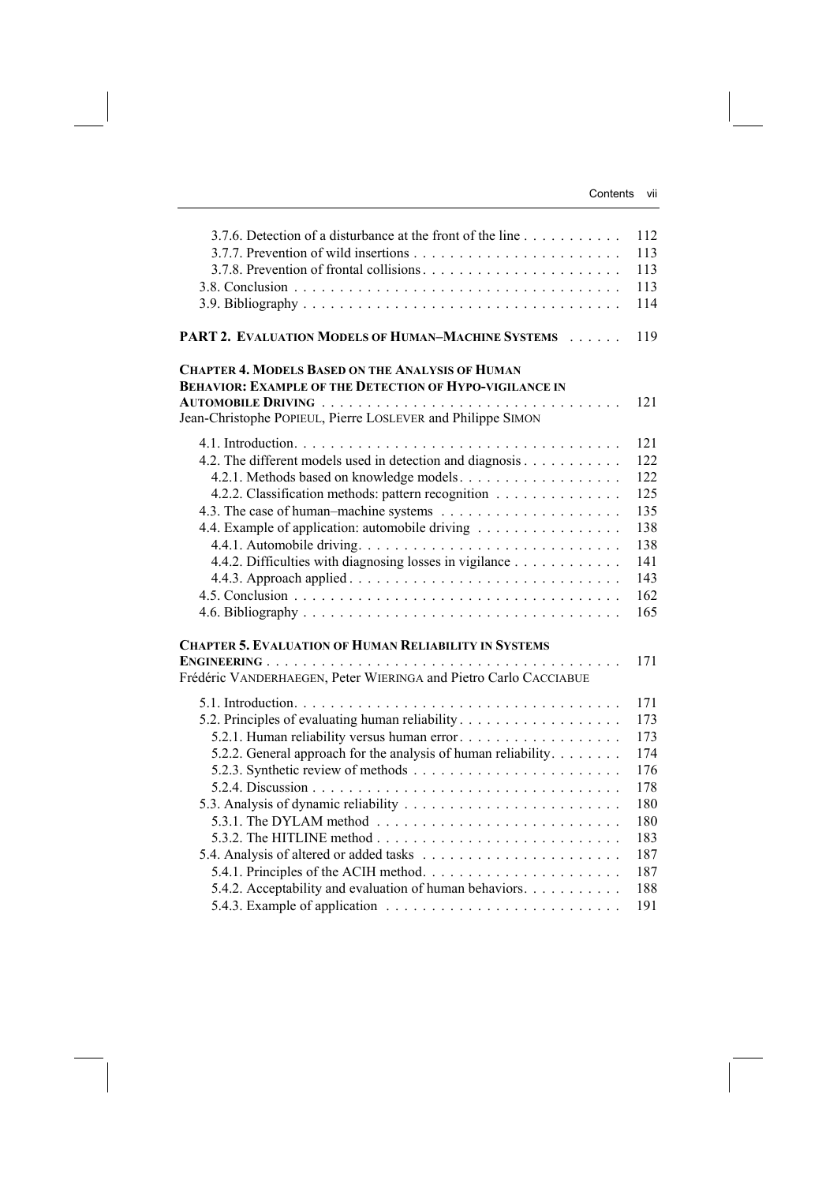3.7.6. Detection of a disturbance at the front of the line . . . . . . . . . . 112
3.7.7. Prevention of wild insertions . . . . . . . . . . . . . . . . . . . . . . . 113
3.7.8. Prevention of frontal collisions . . . . . . . . . . . . . . . . . . . . . . 113
3.8. Conclusion . . . . . . . . . . . . . . . . . . . . . . . . . . . . . . . . . . . 113
3.9. Bibliography . . . . . . . . . . . . . . . . . . . . . . . . . . . . . . . . . . 114

**PART 2. EVALUATION MODELS OF HUMAN–MACHINE SYSTEMS** . . . . . . 119

**CHAPTER 4. MODELS BASED ON THE ANALYSIS OF HUMAN BEHAVIOR: EXAMPLE OF THE DETECTION OF HYPO-VIGILANCE IN AUTOMOBILE DRIVING** . . . . . . . . . . . . . . . . . . . . . . . . . . . . . . . . 121
Jean-Christophe POPIEUL, Pierre LOSLEVER and Philippe SIMON

4.1. Introduction. . . . . . . . . . . . . . . . . . . . . . . . . . . . . . . . . . . 121
4.2. The different models used in detection and diagnosis . . . . . . . . . . . 122
4.2.1. Methods based on knowledge models . . . . . . . . . . . . . . . . . 122
4.2.2. Classification methods: pattern recognition . . . . . . . . . . . . . 125
4.3. The case of human–machine systems . . . . . . . . . . . . . . . . . . . 135
4.4. Example of application: automobile driving . . . . . . . . . . . . . . . 138
4.4.1. Automobile driving. . . . . . . . . . . . . . . . . . . . . . . . . . . . 138
4.4.2. Difficulties with diagnosing losses in vigilance . . . . . . . . . . . . 141
4.4.3. Approach applied . . . . . . . . . . . . . . . . . . . . . . . . . . . . . 143
4.5. Conclusion . . . . . . . . . . . . . . . . . . . . . . . . . . . . . . . . . . . 162
4.6. Bibliography . . . . . . . . . . . . . . . . . . . . . . . . . . . . . . . . . . 165

**CHAPTER 5. EVALUATION OF HUMAN RELIABILITY IN SYSTEMS ENGINEERING** . . . . . . . . . . . . . . . . . . . . . . . . . . . . . . . . . . . . 171
Frédéric VANDERHAEGEN, Peter WIERINGA and Pietro Carlo CACCIABUE

5.1. Introduction. . . . . . . . . . . . . . . . . . . . . . . . . . . . . . . . . . . 171
5.2. Principles of evaluating human reliability . . . . . . . . . . . . . . . . . 173
5.2.1. Human reliability versus human error . . . . . . . . . . . . . . . . . 173
5.2.2. General approach for the analysis of human reliability. . . . . . . . 174
5.2.3. Synthetic review of methods . . . . . . . . . . . . . . . . . . . . . . 176
5.2.4. Discussion . . . . . . . . . . . . . . . . . . . . . . . . . . . . . . . . . 178
5.3. Analysis of dynamic reliability . . . . . . . . . . . . . . . . . . . . . . . 180
5.3.1. The DYLAM method . . . . . . . . . . . . . . . . . . . . . . . . . . 180
5.3.2. The HITLINE method . . . . . . . . . . . . . . . . . . . . . . . . . . 183
5.4. Analysis of altered or added tasks . . . . . . . . . . . . . . . . . . . . . 187
5.4.1. Principles of the ACIH method. . . . . . . . . . . . . . . . . . . . . . 187
5.4.2. Acceptability and evaluation of human behaviors. . . . . . . . . . . 188
5.4.3. Example of application . . . . . . . . . . . . . . . . . . . . . . . . . 191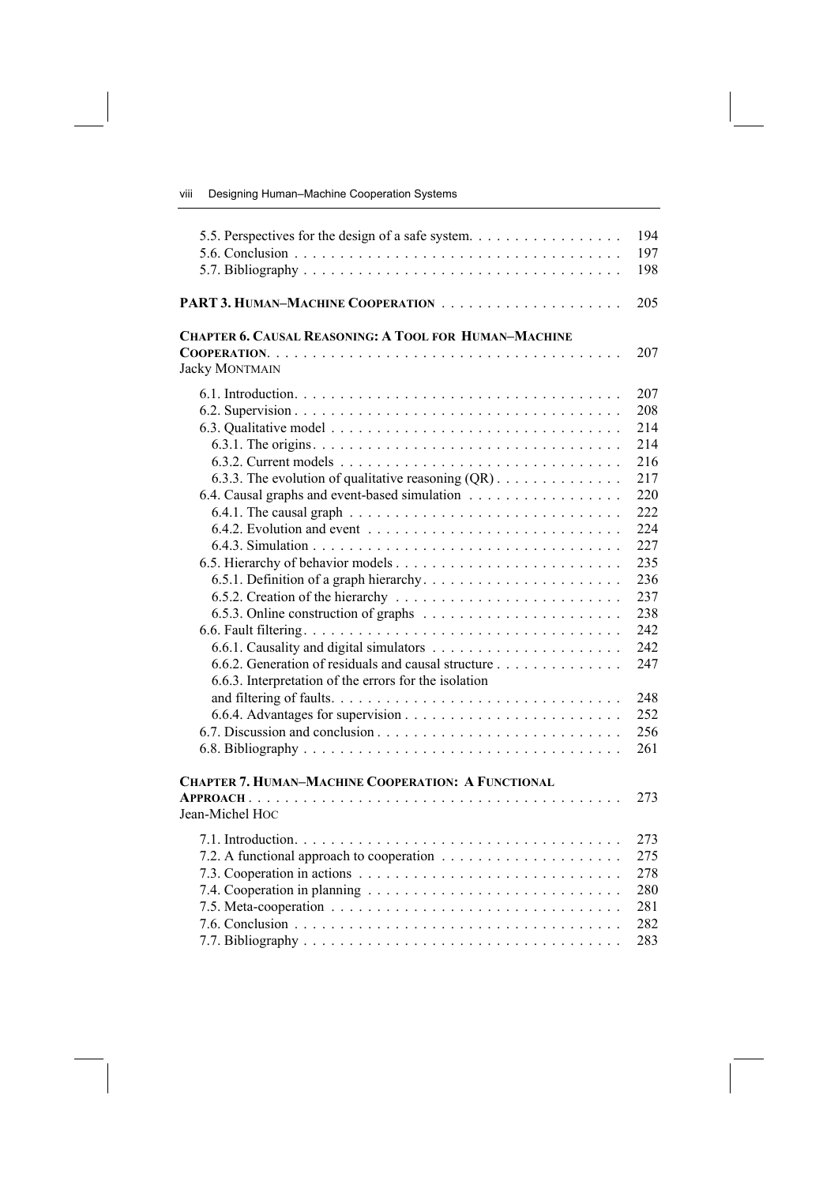5.5. Perspectives for the design of a safe system. . . . . . . . . . . . . . . . 194
5.6. Conclusion . . . . . . . . . . . . . . . . . . . . . . . . . . . . . . . . . . . . 197
5.7. Bibliography . . . . . . . . . . . . . . . . . . . . . . . . . . . . . . . . . . 198

**PART 3. HUMAN–MACHINE COOPERATION** . . . . . . . . . . . . . . . . . . . . 205

**CHAPTER 6. CAUSAL REASONING: A TOOL FOR HUMAN–MACHINE COOPERATION**. . . . . . . . . . . . . . . . . . . . . . . . . . . . . . . . . . . . . . 207
Jacky MONTMAIN

6.1. Introduction. . . . . . . . . . . . . . . . . . . . . . . . . . . . . . . . . . . 207
6.2. Supervision . . . . . . . . . . . . . . . . . . . . . . . . . . . . . . . . . . . 208
6.3. Qualitative model . . . . . . . . . . . . . . . . . . . . . . . . . . . . . . . 214
6.3.1. The origins. . . . . . . . . . . . . . . . . . . . . . . . . . . . . . . . . 214
6.3.2. Current models . . . . . . . . . . . . . . . . . . . . . . . . . . . . . . 216
6.3.3. The evolution of qualitative reasoning (QR) . . . . . . . . . . . . . 217
6.4. Causal graphs and event-based simulation . . . . . . . . . . . . . . . . 220
6.4.1. The causal graph . . . . . . . . . . . . . . . . . . . . . . . . . . . . . 222
6.4.2. Evolution and event . . . . . . . . . . . . . . . . . . . . . . . . . . . 224
6.4.3. Simulation . . . . . . . . . . . . . . . . . . . . . . . . . . . . . . . . . 227
6.5. Hierarchy of behavior models . . . . . . . . . . . . . . . . . . . . . . . . 235
6.5.1. Definition of a graph hierarchy. . . . . . . . . . . . . . . . . . . . . 236
6.5.2. Creation of the hierarchy . . . . . . . . . . . . . . . . . . . . . . . . 237
6.5.3. Online construction of graphs . . . . . . . . . . . . . . . . . . . . . 238
6.6. Fault filtering. . . . . . . . . . . . . . . . . . . . . . . . . . . . . . . . . . 242
6.6.1. Causality and digital simulators . . . . . . . . . . . . . . . . . . . . 242
6.6.2. Generation of residuals and causal structure . . . . . . . . . . . . . 247
6.6.3. Interpretation of the errors for the isolation and filtering of faults. . . . . . . . . . . . . . . . . . . . . . . . . . . . . . . 248
6.6.4. Advantages for supervision . . . . . . . . . . . . . . . . . . . . . . . 252
6.7. Discussion and conclusion . . . . . . . . . . . . . . . . . . . . . . . . . . 256
6.8. Bibliography . . . . . . . . . . . . . . . . . . . . . . . . . . . . . . . . . . 261

**CHAPTER 7. HUMAN–MACHINE COOPERATION: A FUNCTIONAL APPROACH** . . . . . . . . . . . . . . . . . . . . . . . . . . . . . . . . . . . . . . . . 273
Jean-Michel HOC

7.1. Introduction. . . . . . . . . . . . . . . . . . . . . . . . . . . . . . . . . . . 273
7.2. A functional approach to cooperation . . . . . . . . . . . . . . . . . . . 275
7.3. Cooperation in actions . . . . . . . . . . . . . . . . . . . . . . . . . . . . 278
7.4. Cooperation in planning . . . . . . . . . . . . . . . . . . . . . . . . . . . 280
7.5. Meta-cooperation . . . . . . . . . . . . . . . . . . . . . . . . . . . . . . . 281
7.6. Conclusion . . . . . . . . . . . . . . . . . . . . . . . . . . . . . . . . . . . 282
7.7. Bibliography . . . . . . . . . . . . . . . . . . . . . . . . . . . . . . . . . . 283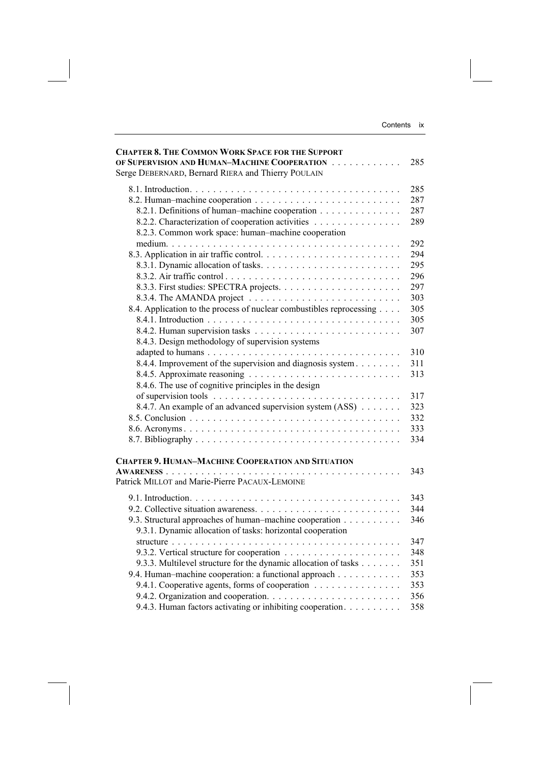**CHAPTER 8. THE COMMON WORK SPACE FOR THE SUPPORT OF SUPERVISION AND HUMAN–MACHINE COOPERATION** . . . . . . . . . . . . 285
Serge DEBERNARD, Bernard RIERA and Thierry POULAIN

- 8.1. Introduction . . . . . . . . . . . . . . . . . . . . . . . . . . . . . . . . . . . . 285
- 8.2. Human–machine cooperation . . . . . . . . . . . . . . . . . . . . . . . . . . 287
  - 8.2.1. Definitions of human–machine cooperation . . . . . . . . . . . . . . 287
  - 8.2.2. Characterization of cooperation activities . . . . . . . . . . . . . . . 289
  - 8.2.3. Common work space: human–machine cooperation medium . . . . . . . . . . . . . . . . . . . . . . . . . . . . . . . . . . . . . . 292
- 8.3. Application in air traffic control . . . . . . . . . . . . . . . . . . . . . . . . 294
  - 8.3.1. Dynamic allocation of tasks . . . . . . . . . . . . . . . . . . . . . . . . 295
  - 8.3.2. Air traffic control . . . . . . . . . . . . . . . . . . . . . . . . . . . . . . 296
  - 8.3.3. First studies: SPECTRA projects . . . . . . . . . . . . . . . . . . . . . 297
  - 8.3.4. The AMANDA project . . . . . . . . . . . . . . . . . . . . . . . . . . 303
- 8.4. Application to the process of nuclear combustibles reprocessing . . . . 305
  - 8.4.1. Introduction . . . . . . . . . . . . . . . . . . . . . . . . . . . . . . . . . 305
  - 8.4.2. Human supervision tasks . . . . . . . . . . . . . . . . . . . . . . . . . 307
  - 8.4.3. Design methodology of supervision systems adapted to humans . . . . . . . . . . . . . . . . . . . . . . . . . . . . . . . . 310
  - 8.4.4. Improvement of the supervision and diagnosis system . . . . . . . . 311
  - 8.4.5. Approximate reasoning . . . . . . . . . . . . . . . . . . . . . . . . . . 313
  - 8.4.6. The use of cognitive principles in the design of supervision tools . . . . . . . . . . . . . . . . . . . . . . . . . . . . . . . 317
  - 8.4.7. An example of an advanced supervision system (ASS) . . . . . . . 323
- 8.5. Conclusion . . . . . . . . . . . . . . . . . . . . . . . . . . . . . . . . . . . . 332
- 8.6. Acronyms . . . . . . . . . . . . . . . . . . . . . . . . . . . . . . . . . . . . . 333
- 8.7. Bibliography . . . . . . . . . . . . . . . . . . . . . . . . . . . . . . . . . . . 334

**CHAPTER 9. HUMAN–MACHINE COOPERATION AND SITUATION AWARENESS** . . . . . . . . . . . . . . . . . . . . . . . . . . . . . . . . . . . . . . . . 343
Patrick MILLOT and Marie-Pierre PACAUX-LEMOINE

- 9.1. Introduction . . . . . . . . . . . . . . . . . . . . . . . . . . . . . . . . . . . . 343
- 9.2. Collective situation awareness . . . . . . . . . . . . . . . . . . . . . . . . . 344
- 9.3. Structural approaches of human–machine cooperation . . . . . . . . . . 346
  - 9.3.1. Dynamic allocation of tasks: horizontal cooperation structure . . . . . . . . . . . . . . . . . . . . . . . . . . . . . . . . . . . . . . 347
  - 9.3.2. Vertical structure for cooperation . . . . . . . . . . . . . . . . . . . . 348
  - 9.3.3. Multilevel structure for the dynamic allocation of tasks . . . . . . . 351
- 9.4. Human–machine cooperation: a functional approach . . . . . . . . . . . 353
  - 9.4.1. Cooperative agents, forms of cooperation . . . . . . . . . . . . . . . 353
  - 9.4.2. Organization and cooperation . . . . . . . . . . . . . . . . . . . . . . . 356
  - 9.4.3. Human factors activating or inhibiting cooperation . . . . . . . . . 358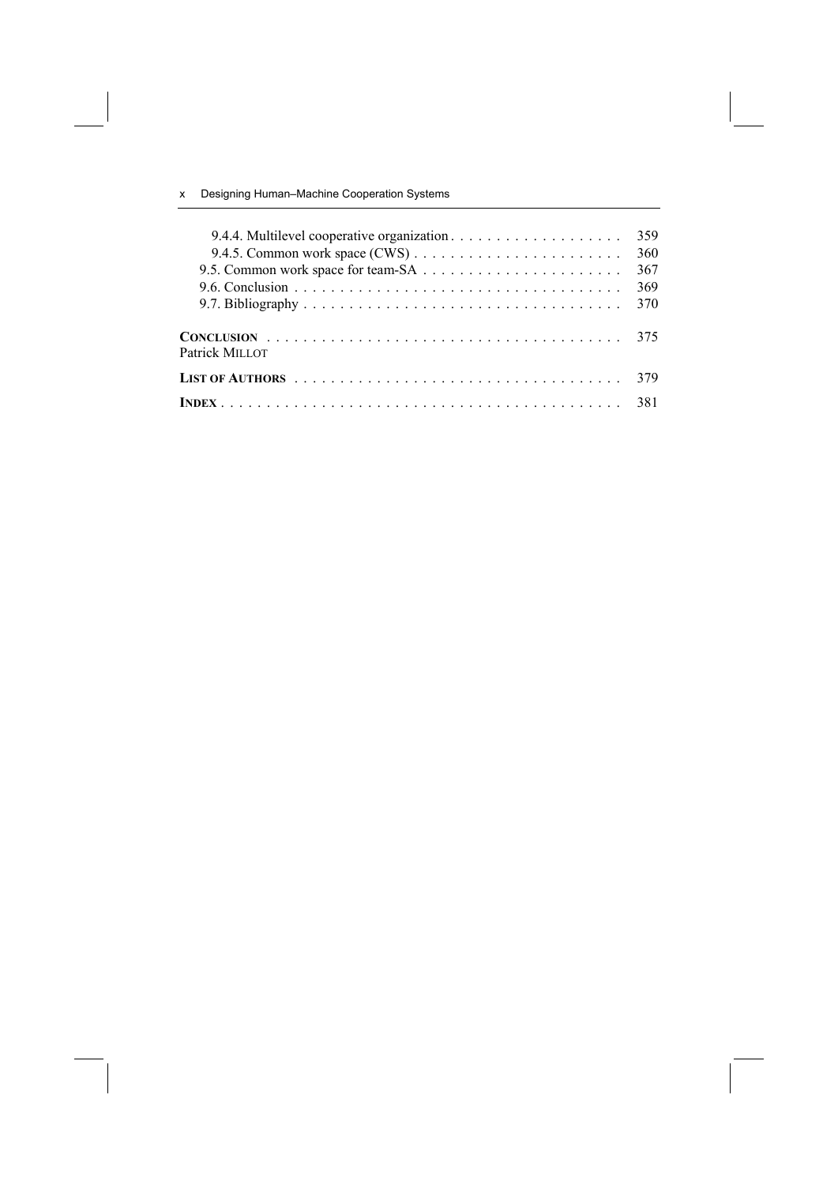9.4.4. Multilevel cooperative organization . . . . . . . . . . . . . . . . . . . 359
9.4.5. Common work space (CWS) . . . . . . . . . . . . . . . . . . . . . . . 360
9.5. Common work space for team-SA . . . . . . . . . . . . . . . . . . . . . . 367
9.6. Conclusion . . . . . . . . . . . . . . . . . . . . . . . . . . . . . . . . . . . 369
9.7. Bibliography . . . . . . . . . . . . . . . . . . . . . . . . . . . . . . . . . . 370

**CONCLUSION** . . . . . . . . . . . . . . . . . . . . . . . . . . . . . . . . . . . . . . 375
Patrick MILLOT

**LIST OF AUTHORS** . . . . . . . . . . . . . . . . . . . . . . . . . . . . . . . . . . 379

**INDEX** . . . . . . . . . . . . . . . . . . . . . . . . . . . . . . . . . . . . . . . . . . 381